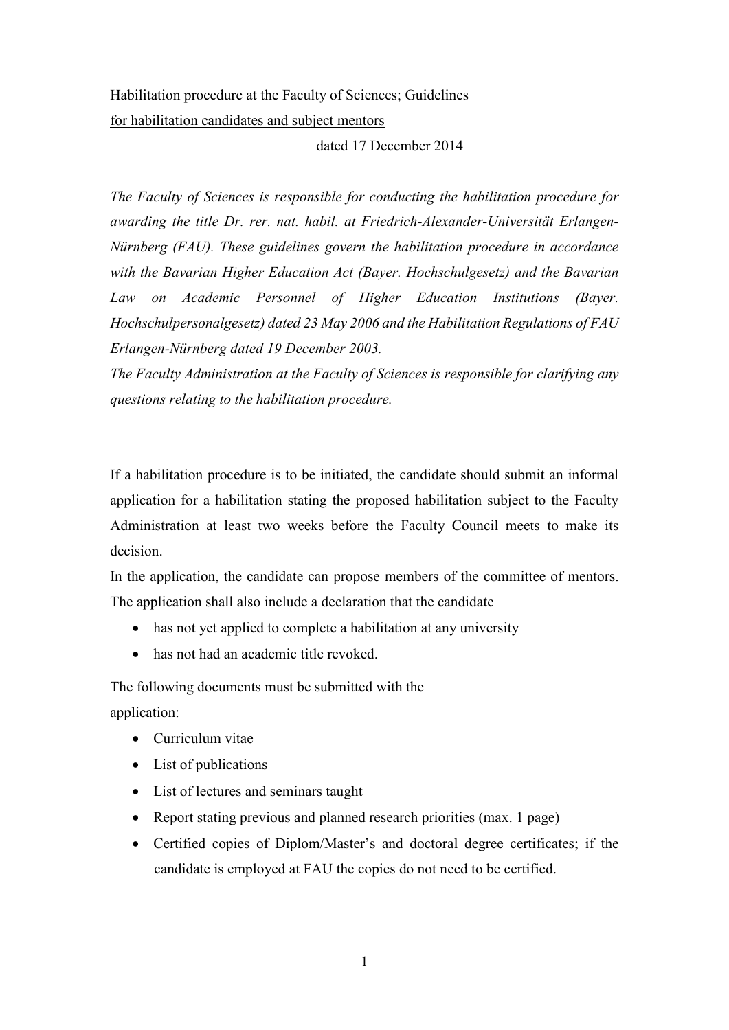Habilitation procedure at the Faculty of Sciences; Guidelines for habilitation candidates and subject mentors

dated 17 December 2014

*The Faculty of Sciences is responsible for conducting the habilitation procedure for awarding the title Dr. rer. nat. habil. at Friedrich-Alexander-Universität Erlangen-Nürnberg (FAU). These guidelines govern the habilitation procedure in accordance with the Bavarian Higher Education Act (Bayer. Hochschulgesetz) and the Bavarian Law on Academic Personnel of Higher Education Institutions (Bayer. Hochschulpersonalgesetz) dated 23 May 2006 and the Habilitation Regulations of FAU Erlangen-Nürnberg dated 19 December 2003.*

*The Faculty Administration at the Faculty of Sciences is responsible for clarifying any questions relating to the habilitation procedure.*

If a habilitation procedure is to be initiated, the candidate should submit an informal application for a habilitation stating the proposed habilitation subject to the Faculty Administration at least two weeks before the Faculty Council meets to make its decision.

In the application, the candidate can propose members of the committee of mentors. The application shall also include a declaration that the candidate

- has not yet applied to complete a habilitation at any university
- has not had an academic title revoked.

The following documents must be submitted with the application:

- Curriculum vitae
- List of publications
- List of lectures and seminars taught
- Report stating previous and planned research priorities (max. 1 page)
- Certified copies of Diplom/Master's and doctoral degree certificates; if the candidate is employed at FAU the copies do not need to be certified.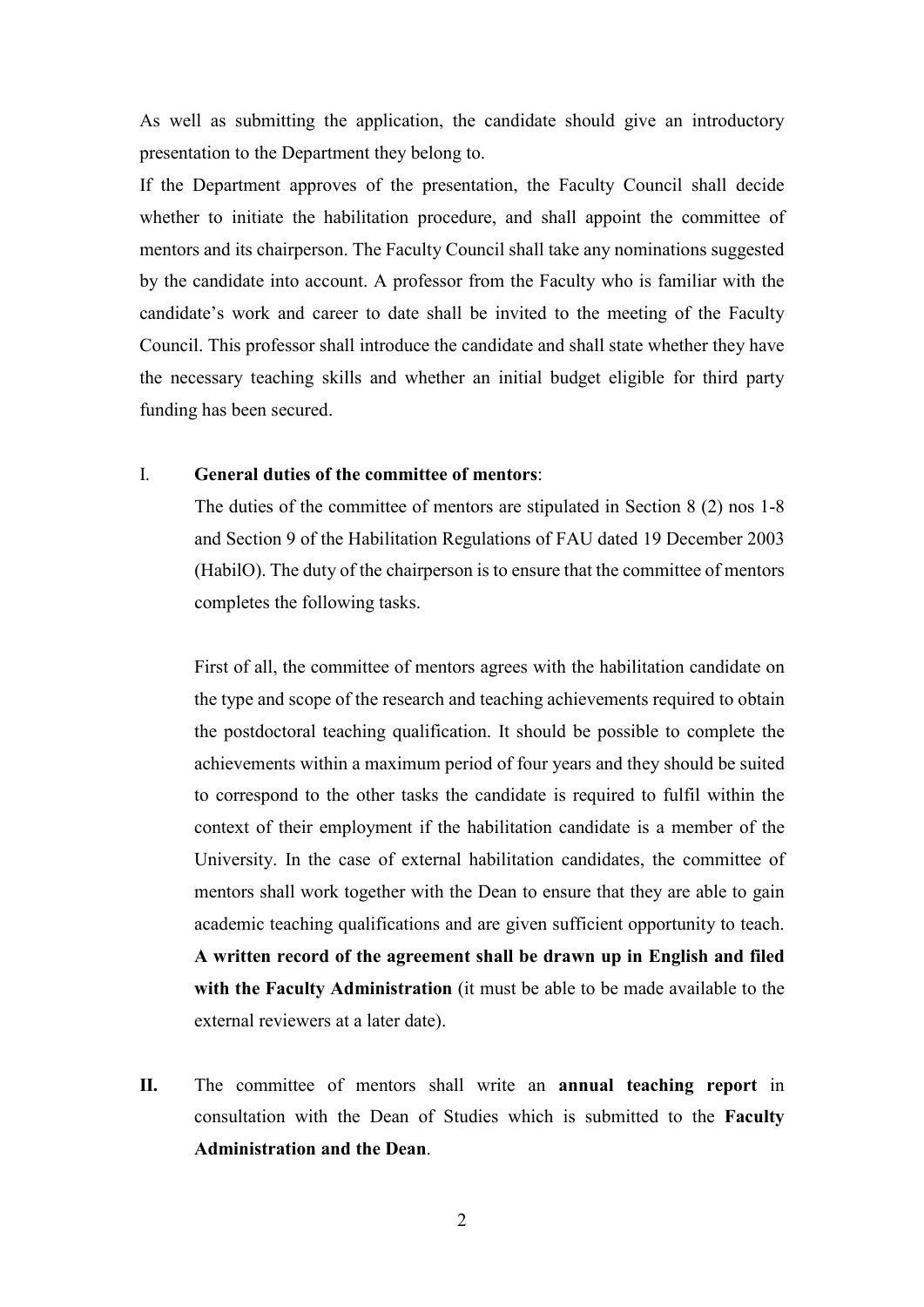As well as submitting the application, the candidate should give an introductory presentation to the Department they belong to.

If the Department approves of the presentation, the Faculty Council shall decide whether to initiate the habilitation procedure, and shall appoint the committee of mentors and its chairperson. The Faculty Council shall take any nominations suggested by the candidate into account. A professor from the Faculty who is familiar with the candidate's work and career to date shall be invited to the meeting of the Faculty Council. This professor shall introduce the candidate and shall state whether they have the necessary teaching skills and whether an initial budget eligible for third party funding has been secured.

I. **General duties of the committee of mentors**:

The duties of the committee of mentors are stipulated in Section 8 (2) nos 1-8 and Section 9 of the Habilitation Regulations of FAU dated 19 December 2003 (HabilO). The duty of the chairperson is to ensure that the committee of mentors completes the following tasks.

First of all, the committee of mentors agrees with the habilitation candidate on the type and scope of the research and teaching achievements required to obtain the postdoctoral teaching qualification. It should be possible to complete the achievements within a maximum period of four years and they should be suited to correspond to the other tasks the candidate is required to fulfil within the context of their employment if the habilitation candidate is a member of the University. In the case of external habilitation candidates, the committee of mentors shall work together with the Dean to ensure that they are able to gain academic teaching qualifications and are given sufficient opportunity to teach. **A written record of the agreement shall be drawn up in English and filed with the Faculty Administration** (it must be able to be made available to the external reviewers at a later date).

**II.** The committee of mentors shall write an **annual teaching report** in consultation with the Dean of Studies which is submitted to the **Faculty Administration and the Dean**.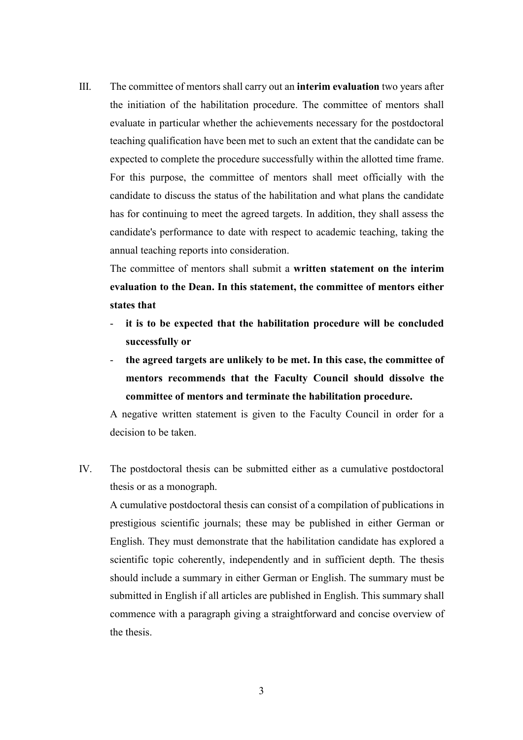III. The committee of mentors shall carry out an **interim evaluation** two years after the initiation of the habilitation procedure. The committee of mentors shall evaluate in particular whether the achievements necessary for the postdoctoral teaching qualification have been met to such an extent that the candidate can be expected to complete the procedure successfully within the allotted time frame. For this purpose, the committee of mentors shall meet officially with the candidate to discuss the status of the habilitation and what plans the candidate has for continuing to meet the agreed targets. In addition, they shall assess the candidate's performance to date with respect to academic teaching, taking the annual teaching reports into consideration.

The committee of mentors shall submit a **written statement on the interim evaluation to the Dean. In this statement, the committee of mentors either states that**

- **it is to be expected that the habilitation procedure will be concluded successfully or**
- **the agreed targets are unlikely to be met. In this case, the committee of mentors recommends that the Faculty Council should dissolve the committee of mentors and terminate the habilitation procedure.**

A negative written statement is given to the Faculty Council in order for a decision to be taken.

IV. The postdoctoral thesis can be submitted either as a cumulative postdoctoral thesis or as a monograph.

A cumulative postdoctoral thesis can consist of a compilation of publications in prestigious scientific journals; these may be published in either German or English. They must demonstrate that the habilitation candidate has explored a scientific topic coherently, independently and in sufficient depth. The thesis should include a summary in either German or English. The summary must be submitted in English if all articles are published in English. This summary shall commence with a paragraph giving a straightforward and concise overview of the thesis.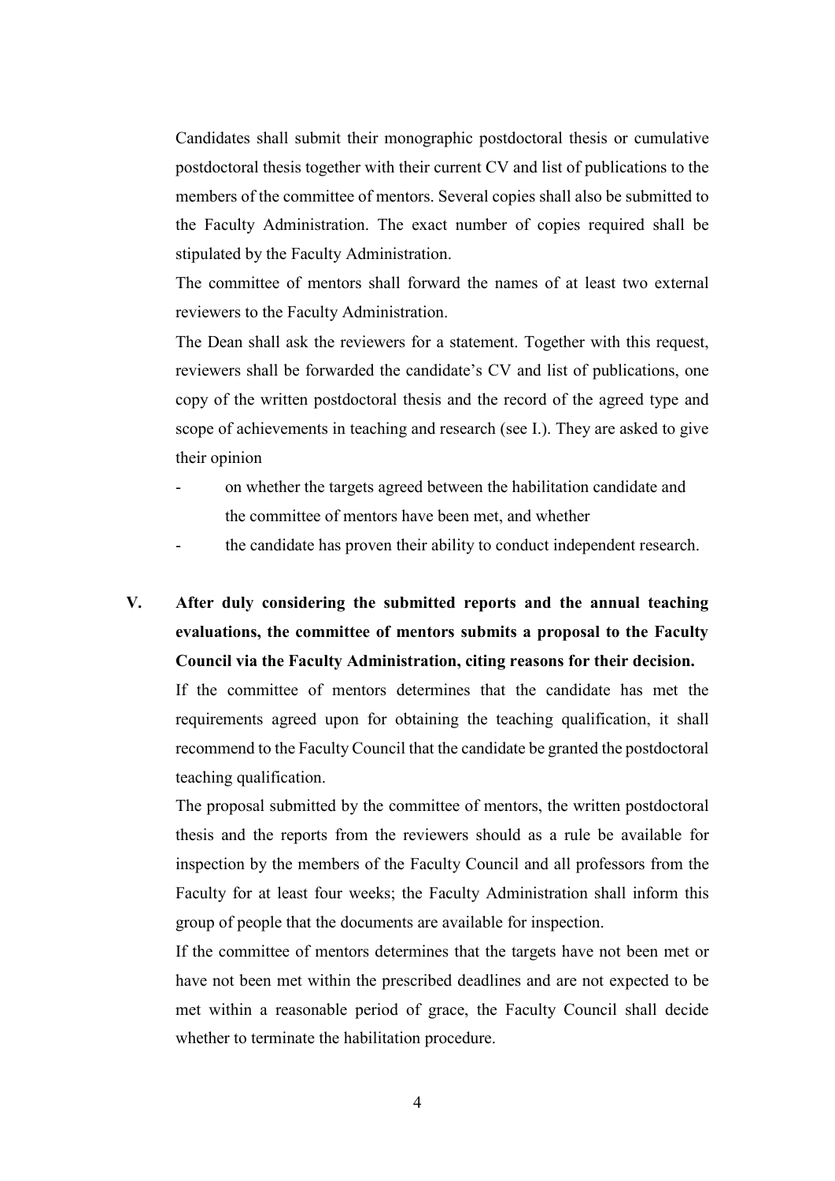Candidates shall submit their monographic postdoctoral thesis or cumulative postdoctoral thesis together with their current CV and list of publications to the members of the committee of mentors. Several copies shall also be submitted to the Faculty Administration. The exact number of copies required shall be stipulated by the Faculty Administration.

The committee of mentors shall forward the names of at least two external reviewers to the Faculty Administration.

The Dean shall ask the reviewers for a statement. Together with this request, reviewers shall be forwarded the candidate's CV and list of publications, one copy of the written postdoctoral thesis and the record of the agreed type and scope of achievements in teaching and research (see I.). They are asked to give their opinion

- on whether the targets agreed between the habilitation candidate and the committee of mentors have been met, and whether
- the candidate has proven their ability to conduct independent research.

**V. After duly considering the submitted reports and the annual teaching evaluations, the committee of mentors submits a proposal to the Faculty Council via the Faculty Administration, citing reasons for their decision.**

If the committee of mentors determines that the candidate has met the requirements agreed upon for obtaining the teaching qualification, it shall recommend to the Faculty Council that the candidate be granted the postdoctoral teaching qualification.

The proposal submitted by the committee of mentors, the written postdoctoral thesis and the reports from the reviewers should as a rule be available for inspection by the members of the Faculty Council and all professors from the Faculty for at least four weeks; the Faculty Administration shall inform this group of people that the documents are available for inspection.

If the committee of mentors determines that the targets have not been met or have not been met within the prescribed deadlines and are not expected to be met within a reasonable period of grace, the Faculty Council shall decide whether to terminate the habilitation procedure.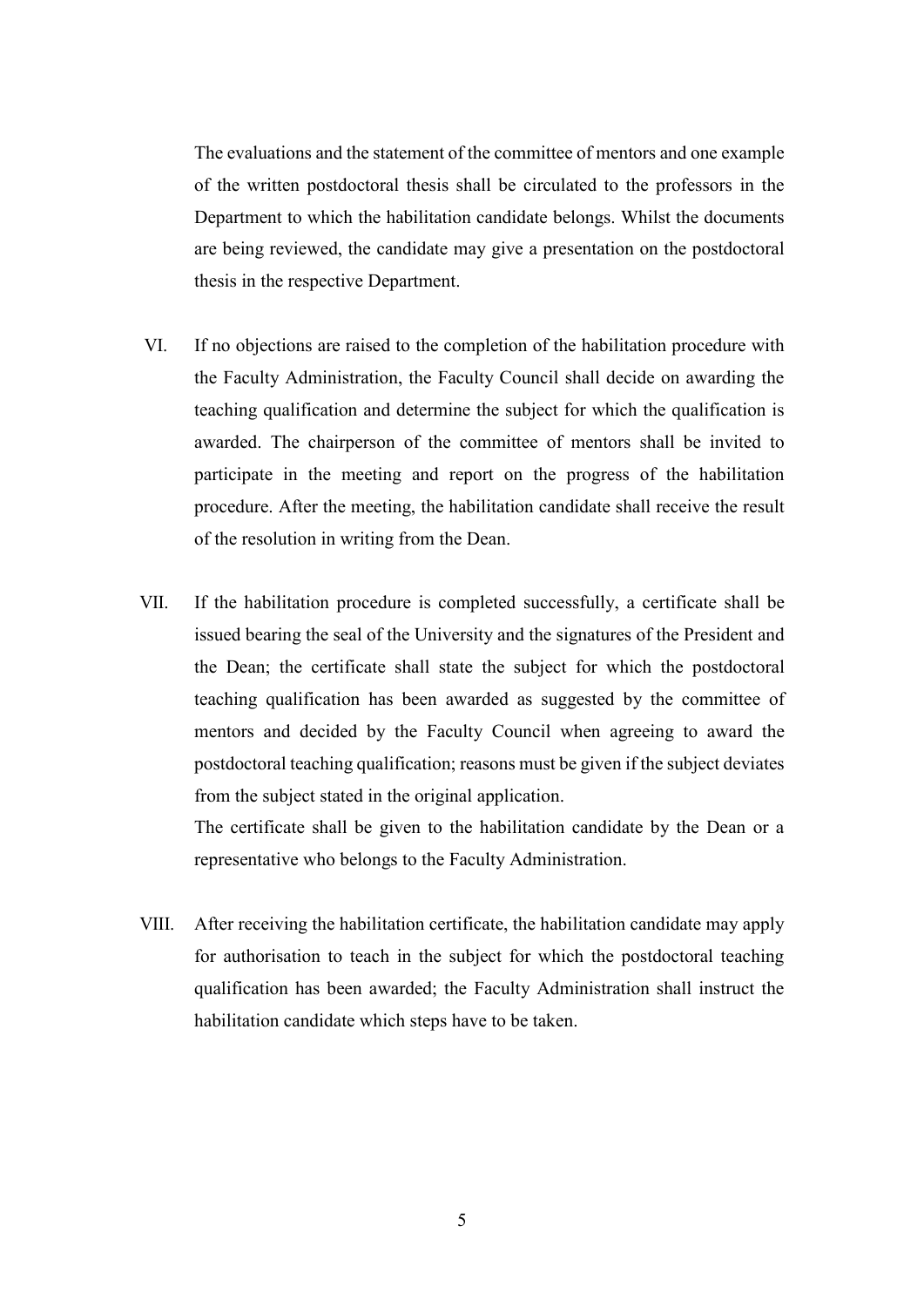The evaluations and the statement of the committee of mentors and one example of the written postdoctoral thesis shall be circulated to the professors in the Department to which the habilitation candidate belongs. Whilst the documents are being reviewed, the candidate may give a presentation on the postdoctoral thesis in the respective Department.

VI. If no objections are raised to the completion of the habilitation procedure with the Faculty Administration, the Faculty Council shall decide on awarding the teaching qualification and determine the subject for which the qualification is awarded. The chairperson of the committee of mentors shall be invited to participate in the meeting and report on the progress of the habilitation procedure. After the meeting, the habilitation candidate shall receive the result of the resolution in writing from the Dean.

VII. If the habilitation procedure is completed successfully, a certificate shall be issued bearing the seal of the University and the signatures of the President and the Dean; the certificate shall state the subject for which the postdoctoral teaching qualification has been awarded as suggested by the committee of mentors and decided by the Faculty Council when agreeing to award the postdoctoral teaching qualification; reasons must be given if the subject deviates from the subject stated in the original application.
The certificate shall be given to the habilitation candidate by the Dean or a representative who belongs to the Faculty Administration.

VIII. After receiving the habilitation certificate, the habilitation candidate may apply for authorisation to teach in the subject for which the postdoctoral teaching qualification has been awarded; the Faculty Administration shall instruct the habilitation candidate which steps have to be taken.